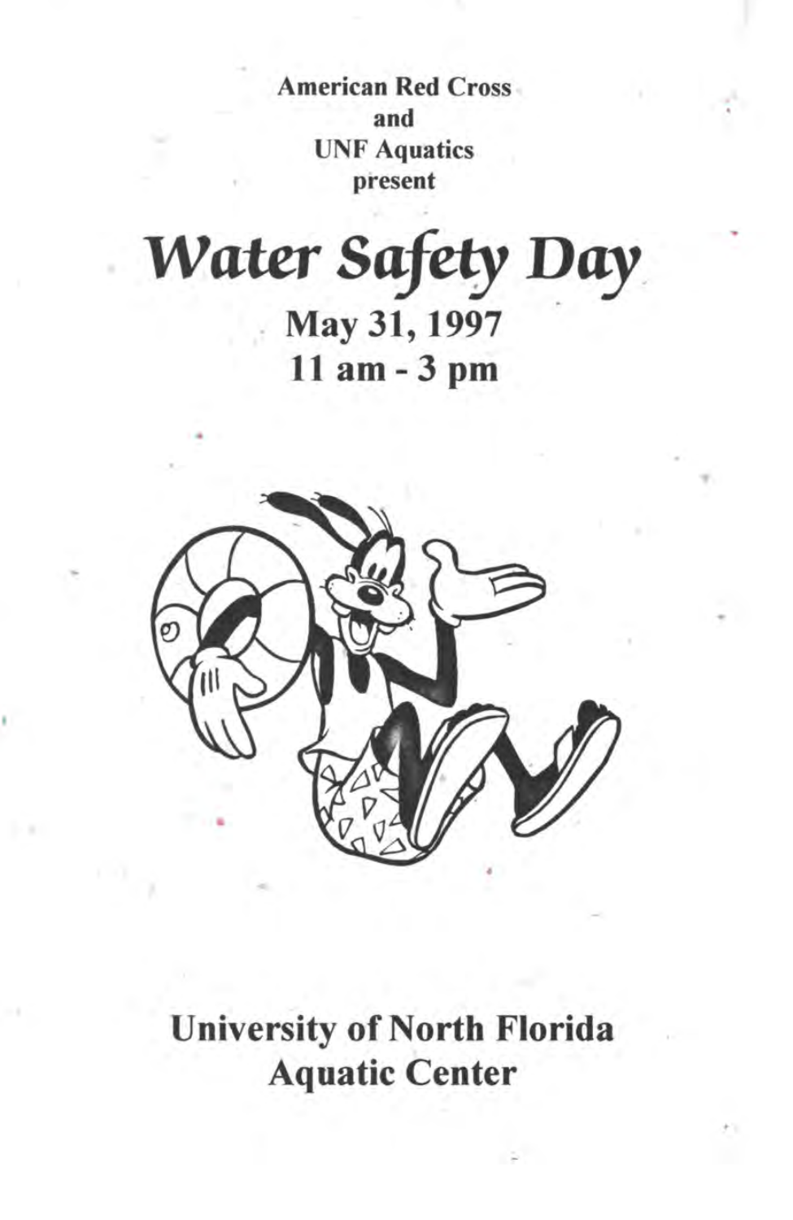**American Red Cross**
**and**
**UNF Aquatics**
**present**

# *Water Safety Day*

## May 31, 1997
## 11 am - 3 pm

## University of North Florida
## Aquatic Center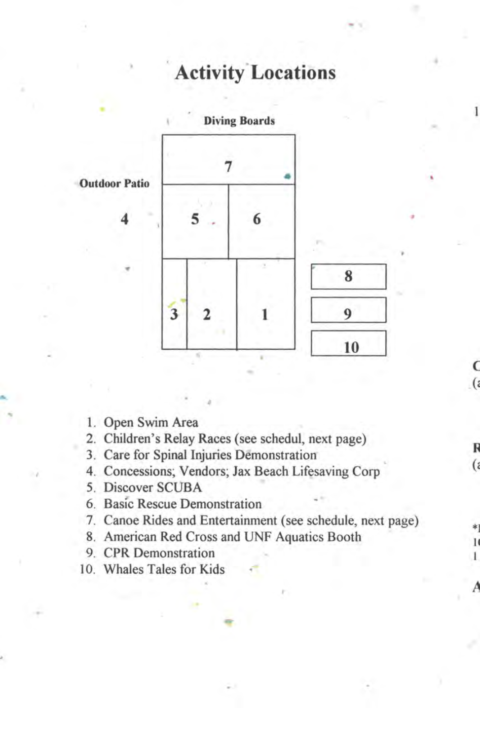# Activity Locations

Diving Boards

Outdoor Patio

4

| 7 | | |
|---|---|---|
| 5 | 6 | |
| 3 | 2 | 1 |

8

9

10

1. Open Swim Area
2. Children's Relay Races (see schedul, next page)
3. Care for Spinal Injuries Demonstration
4. Concessions; Vendors; Jax Beach Lifesaving Corp
5. Discover SCUBA
6. Basic Rescue Demonstration
7. Canoe Rides and Entertainment (see schedule, next page)
8. American Red Cross and UNF Aquatics Booth
9. CPR Demonstration
10. Whales Tales for Kids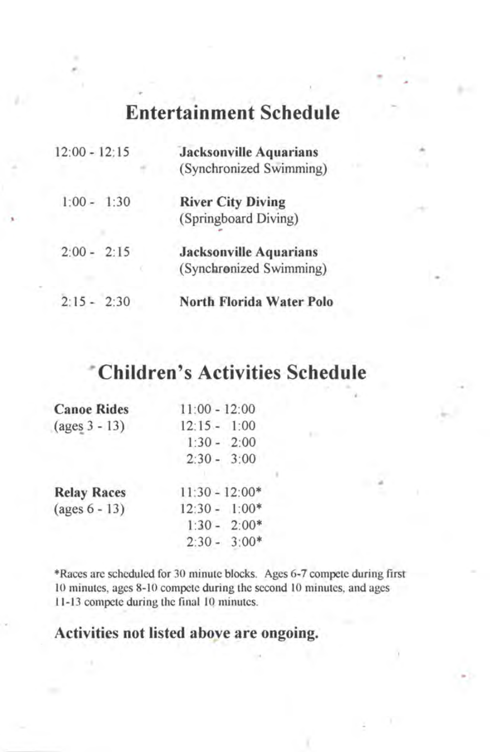# Entertainment Schedule

| Time | Event |
|---|---|
| 12:00 - 12:15 | **Jacksonville Aquarians** (Synchronized Swimming) |
| 1:00 - 1:30 | **River City Diving** (Springboard Diving) |
| 2:00 - 2:15 | **Jacksonville Aquarians** (Synchronized Swimming) |
| 2:15 - 2:30 | **North Florida Water Polo** |

# Children's Activities Schedule

| Activity | Times |
|---|---|
| **Canoe Rides** (ages 3 - 13) | 11:00 - 12:00 |
| | 12:15 - 1:00 |
| | 1:30 - 2:00 |
| | 2:30 - 3:00 |
| **Relay Races** (ages 6 - 13) | 11:30 - 12:00* |
| | 12:30 - 1:00* |
| | 1:30 - 2:00* |
| | 2:30 - 3:00* |

*Races are scheduled for 30 minute blocks. Ages 6-7 compete during first 10 minutes, ages 8-10 compete during the second 10 minutes, and ages 11-13 compete during the final 10 minutes.

**Activities not listed above are ongoing.**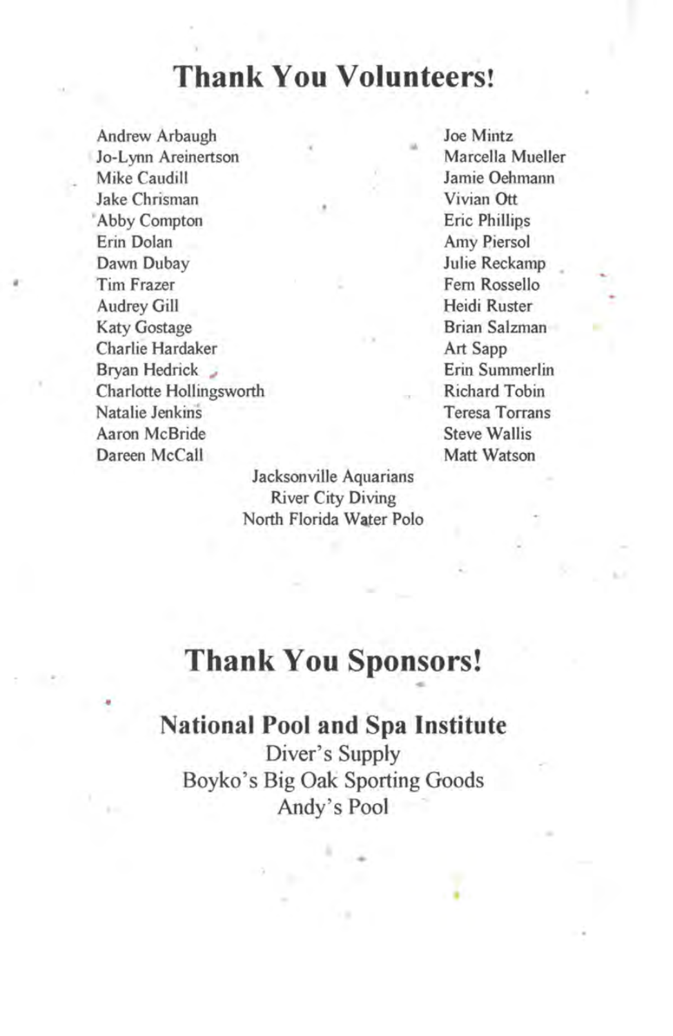# Thank You Volunteers!

Andrew Arbaugh
Jo-Lynn Areinertson
Mike Caudill
Jake Chrisman
Abby Compton
Erin Dolan
Dawn Dubay
Tim Frazer
Audrey Gill
Katy Gostage
Charlie Hardaker
Bryan Hedrick
Charlotte Hollingsworth
Natalie Jenkins
Aaron McBride
Dareen McCall

Joe Mintz
Marcella Mueller
Jamie Oehmann
Vivian Ott
Eric Phillips
Amy Piersol
Julie Reckamp
Fern Rossello
Heidi Ruster
Brian Salzman
Art Sapp
Erin Summerlin
Richard Tobin
Teresa Torrans
Steve Wallis
Matt Watson

Jacksonville Aquarians
River City Diving
North Florida Water Polo

# Thank You Sponsors!

## National Pool and Spa Institute

Diver's Supply
Boyko's Big Oak Sporting Goods
Andy's Pool